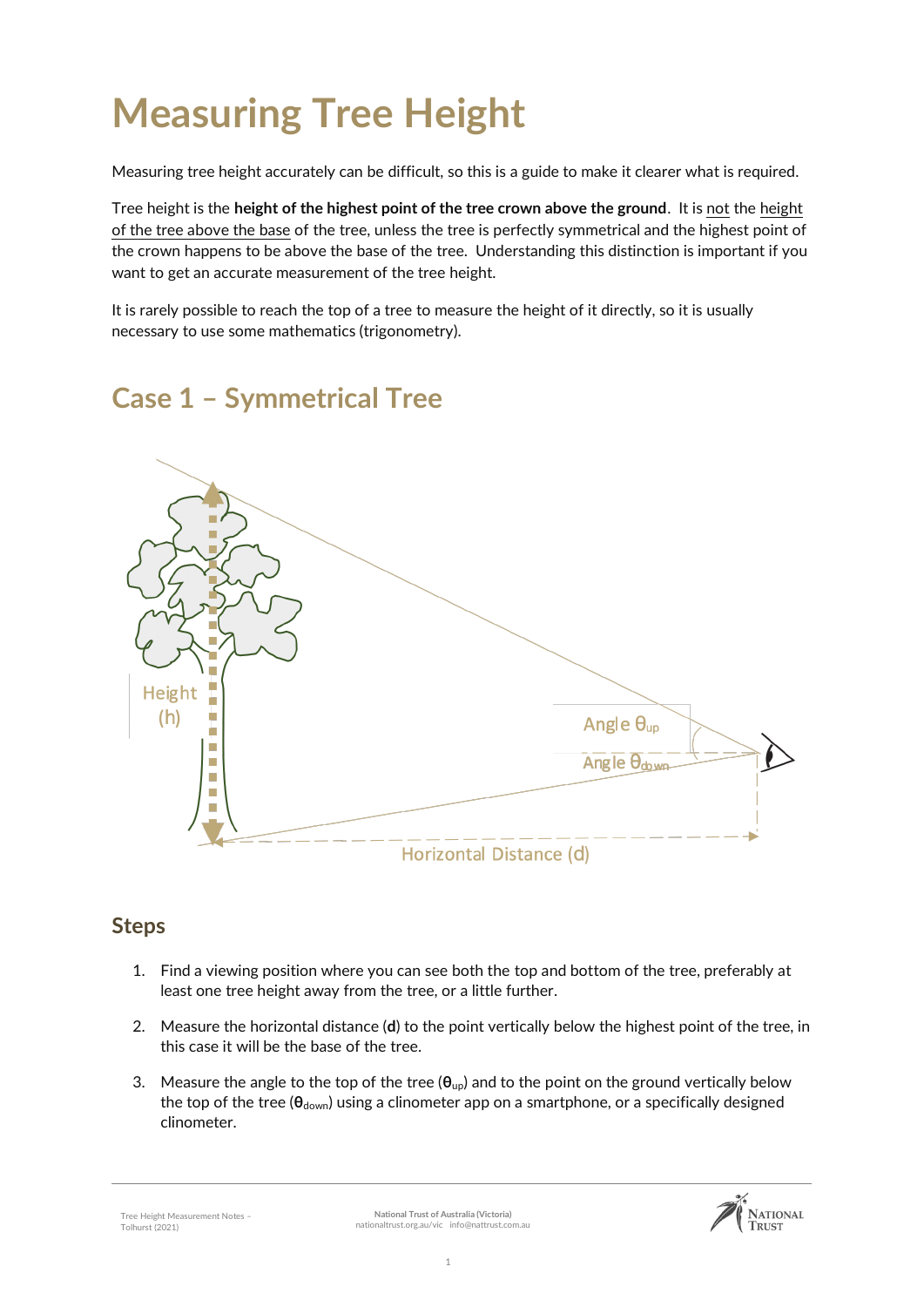# Measuring Tree Height

Measuring tree height accurately can be difficult, so this is a guide to make it clearer what is required.

Tree height is the **height of the highest point of the tree crown above the ground**. It is not the height of the tree above the base of the tree, unless the tree is perfectly symmetrical and the highest point of the crown happens to be above the base of the tree. Understanding this distinction is important if you want to get an accurate measurement of the tree height.

It is rarely possible to reach the top of a tree to measure the height of it directly, so it is usually necessary to use some mathematics (trigonometry).

## Case 1 – Symmetrical Tree

Height (h)

Angle $\theta_{up}$

Angle $\theta_{down}$

Horizontal Distance (d)

### Steps

1. Find a viewing position where you can see both the top and bottom of the tree, preferably at least one tree height away from the tree, or a little further.
2. Measure the horizontal distance (**d**) to the point vertically below the highest point of the tree, in this case it will be the base of the tree.
3. Measure the angle to the top of the tree ($\boldsymbol{\theta}_{up}$) and to the point on the ground vertically below the top of the tree ($\boldsymbol{\theta}_{down}$) using a clinometer app on a smartphone, or a specifically designed clinometer.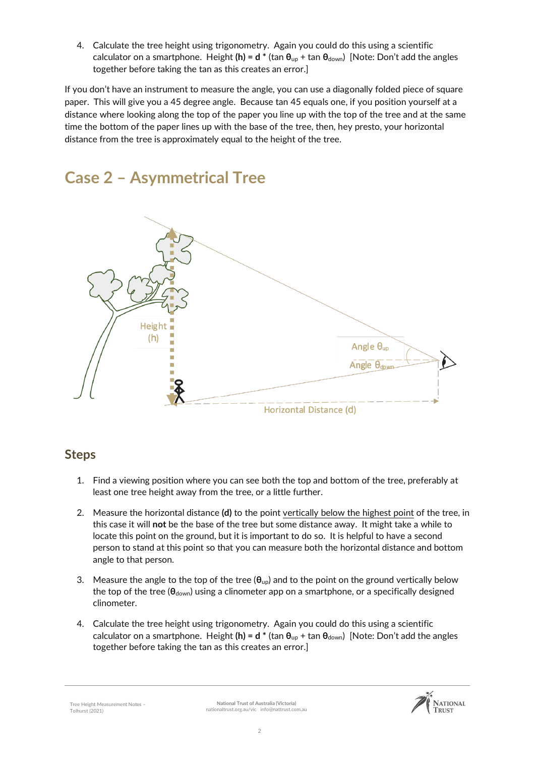4. Calculate the tree height using trigonometry. Again you could do this using a scientific calculator on a smartphone. Height **(h) = d** * (tan $\theta_{up}$ + tan $\theta_{down}$) [Note: Don't add the angles together before taking the tan as this creates an error.]

If you don't have an instrument to measure the angle, you can use a diagonally folded piece of square paper. This will give you a 45 degree angle. Because tan 45 equals one, if you position yourself at a distance where looking along the top of the paper you line up with the top of the tree and at the same time the bottom of the paper lines up with the base of the tree, then, hey presto, your horizontal distance from the tree is approximately equal to the height of the tree.

# Case 2 – Asymmetrical Tree

## Steps

1. Find a viewing position where you can see both the top and bottom of the tree, preferably at least one tree height away from the tree, or a little further.

2. Measure the horizontal distance **(d)** to the point vertically below the highest point of the tree, in this case it will **not** be the base of the tree but some distance away. It might take a while to locate this point on the ground, but it is important to do so. It is helpful to have a second person to stand at this point so that you can measure both the horizontal distance and bottom angle to that person.

3. Measure the angle to the top of the tree ($\theta_{up}$) and to the point on the ground vertically below the top of the tree ($\theta_{down}$) using a clinometer app on a smartphone, or a specifically designed clinometer.

4. Calculate the tree height using trigonometry. Again you could do this using a scientific calculator on a smartphone. Height **(h) = d** * (tan $\theta_{up}$ + tan $\theta_{down}$) [Note: Don't add the angles together before taking the tan as this creates an error.]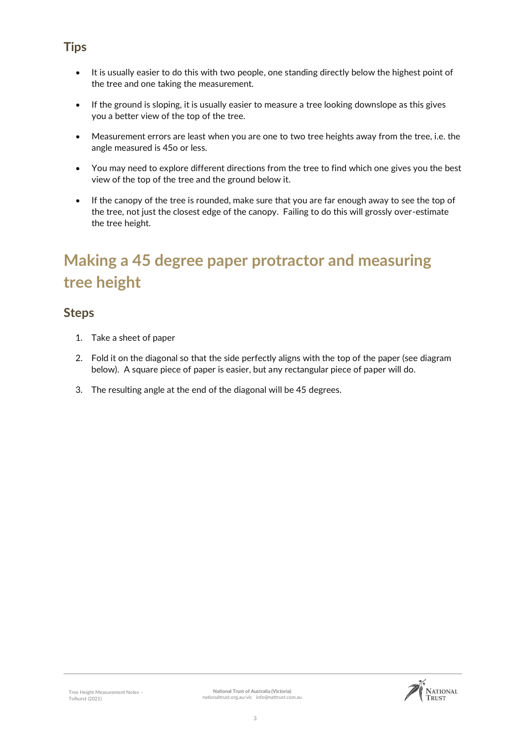## Tips

- It is usually easier to do this with two people, one standing directly below the highest point of the tree and one taking the measurement.
- If the ground is sloping, it is usually easier to measure a tree looking downslope as this gives you a better view of the top of the tree.
- Measurement errors are least when you are one to two tree heights away from the tree, i.e. the angle measured is 45o or less.
- You may need to explore different directions from the tree to find which one gives you the best view of the top of the tree and the ground below it.
- If the canopy of the tree is rounded, make sure that you are far enough away to see the top of the tree, not just the closest edge of the canopy. Failing to do this will grossly over-estimate the tree height.

# Making a 45 degree paper protractor and measuring tree height

## Steps

1. Take a sheet of paper
2. Fold it on the diagonal so that the side perfectly aligns with the top of the paper (see diagram below). A square piece of paper is easier, but any rectangular piece of paper will do.
3. The resulting angle at the end of the diagonal will be 45 degrees.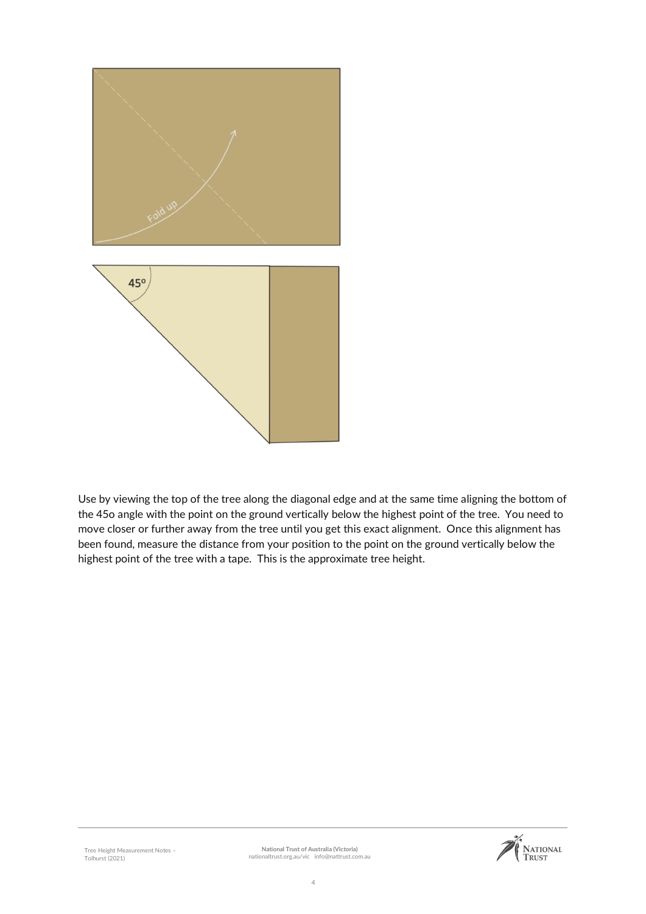Fold up

45o

Use by viewing the top of the tree along the diagonal edge and at the same time aligning the bottom of the 45o angle with the point on the ground vertically below the highest point of the tree. You need to move closer or further away from the tree until you get this exact alignment. Once this alignment has been found, measure the distance from your position to the point on the ground vertically below the highest point of the tree with a tape. This is the approximate tree height.